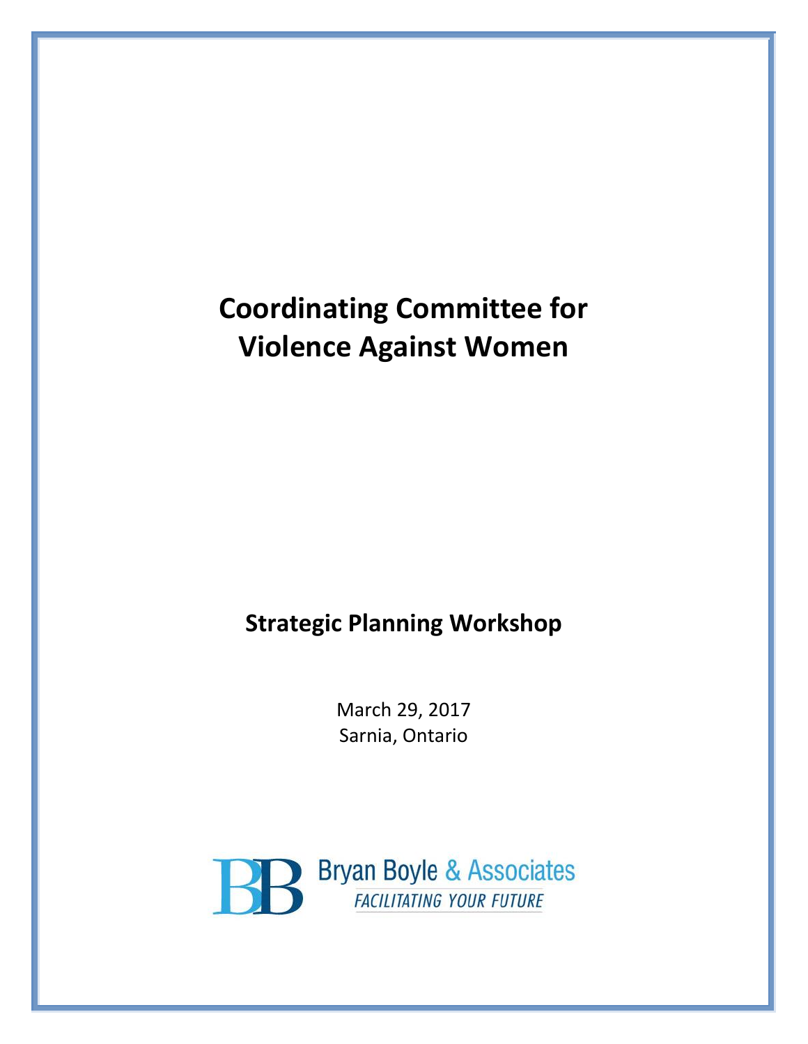# Coordinating Committee for Violence Against Women

## Strategic Planning Workshop

March 29, 2017
Sarnia, Ontario

Bryan Boyle & Associates
*FACILITATING YOUR FUTURE*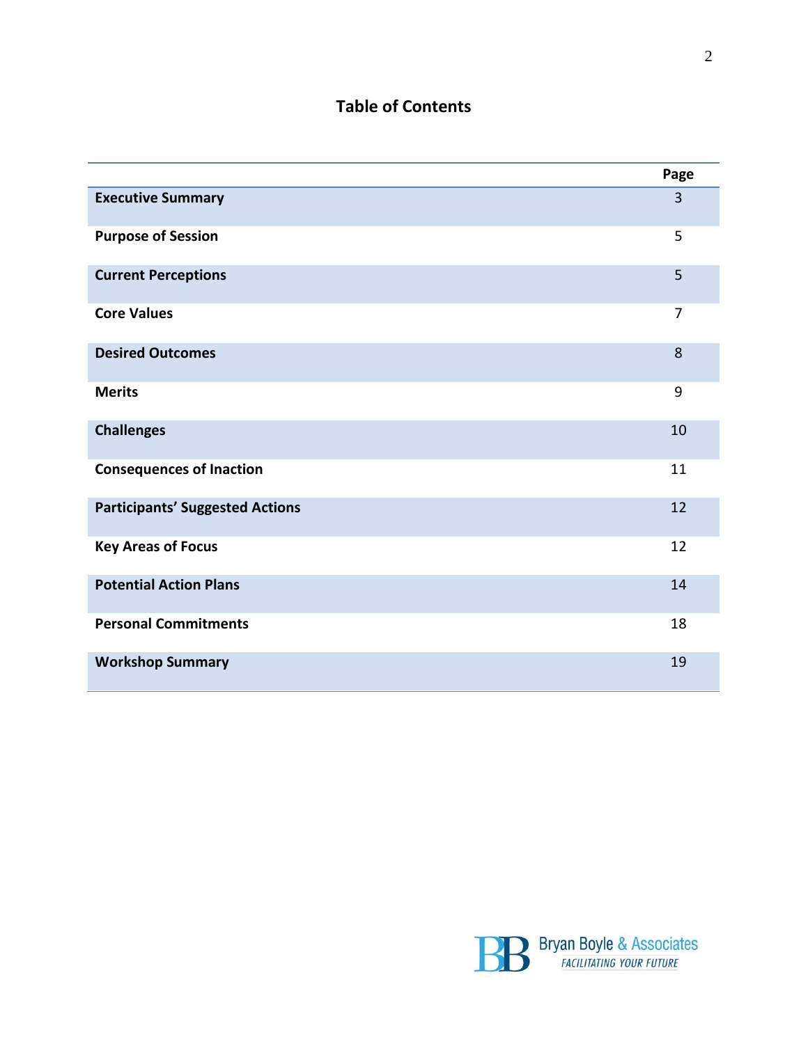# Table of Contents

| | Page |
|---|---|
| **Executive Summary** | 3 |
| **Purpose of Session** | 5 |
| **Current Perceptions** | 5 |
| **Core Values** | 7 |
| **Desired Outcomes** | 8 |
| **Merits** | 9 |
| **Challenges** | 10 |
| **Consequences of Inaction** | 11 |
| **Participants' Suggested Actions** | 12 |
| **Key Areas of Focus** | 12 |
| **Potential Action Plans** | 14 |
| **Personal Commitments** | 18 |
| **Workshop Summary** | 19 |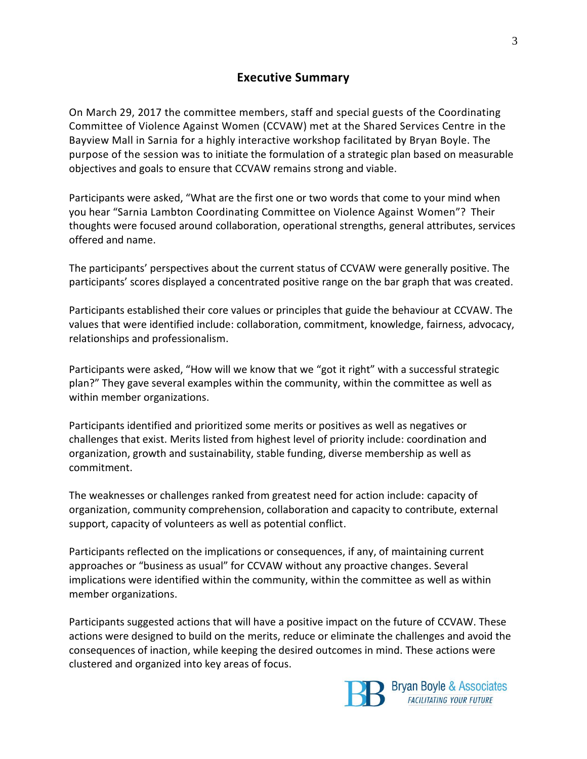## Executive Summary

On March 29, 2017 the committee members, staff and special guests of the Coordinating Committee of Violence Against Women (CCVAW) met at the Shared Services Centre in the Bayview Mall in Sarnia for a highly interactive workshop facilitated by Bryan Boyle. The purpose of the session was to initiate the formulation of a strategic plan based on measurable objectives and goals to ensure that CCVAW remains strong and viable.

Participants were asked, "What are the first one or two words that come to your mind when you hear "Sarnia Lambton Coordinating Committee on Violence Against Women"? Their thoughts were focused around collaboration, operational strengths, general attributes, services offered and name.

The participants' perspectives about the current status of CCVAW were generally positive. The participants' scores displayed a concentrated positive range on the bar graph that was created.

Participants established their core values or principles that guide the behaviour at CCVAW. The values that were identified include: collaboration, commitment, knowledge, fairness, advocacy, relationships and professionalism.

Participants were asked, "How will we know that we "got it right" with a successful strategic plan?" They gave several examples within the community, within the committee as well as within member organizations.

Participants identified and prioritized some merits or positives as well as negatives or challenges that exist. Merits listed from highest level of priority include: coordination and organization, growth and sustainability, stable funding, diverse membership as well as commitment.

The weaknesses or challenges ranked from greatest need for action include: capacity of organization, community comprehension, collaboration and capacity to contribute, external support, capacity of volunteers as well as potential conflict.

Participants reflected on the implications or consequences, if any, of maintaining current approaches or "business as usual" for CCVAW without any proactive changes. Several implications were identified within the community, within the committee as well as within member organizations.

Participants suggested actions that will have a positive impact on the future of CCVAW. These actions were designed to build on the merits, reduce or eliminate the challenges and avoid the consequences of inaction, while keeping the desired outcomes in mind. These actions were clustered and organized into key areas of focus.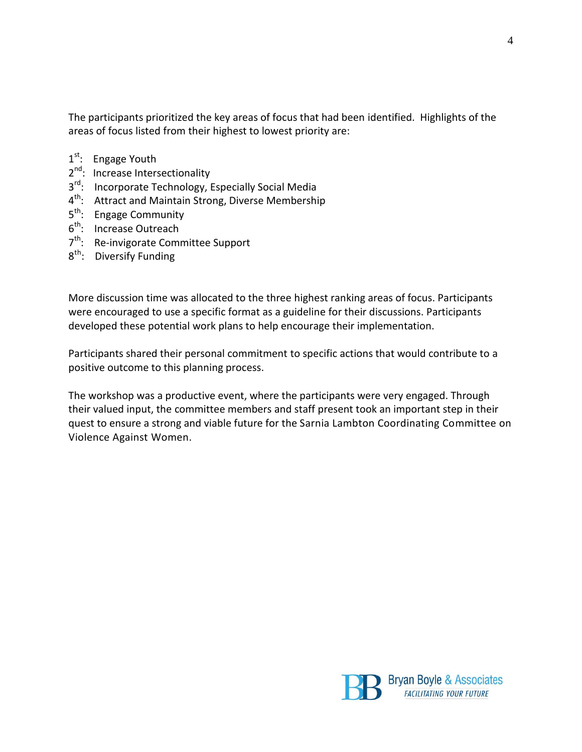The participants prioritized the key areas of focus that had been identified. Highlights of the areas of focus listed from their highest to lowest priority are:

1st: Engage Youth
2nd: Increase Intersectionality
3rd: Incorporate Technology, Especially Social Media
4th: Attract and Maintain Strong, Diverse Membership
5th: Engage Community
6th: Increase Outreach
7th: Re-invigorate Committee Support
8th: Diversify Funding

More discussion time was allocated to the three highest ranking areas of focus. Participants were encouraged to use a specific format as a guideline for their discussions. Participants developed these potential work plans to help encourage their implementation.

Participants shared their personal commitment to specific actions that would contribute to a positive outcome to this planning process.

The workshop was a productive event, where the participants were very engaged. Through their valued input, the committee members and staff present took an important step in their quest to ensure a strong and viable future for the Sarnia Lambton Coordinating Committee on Violence Against Women.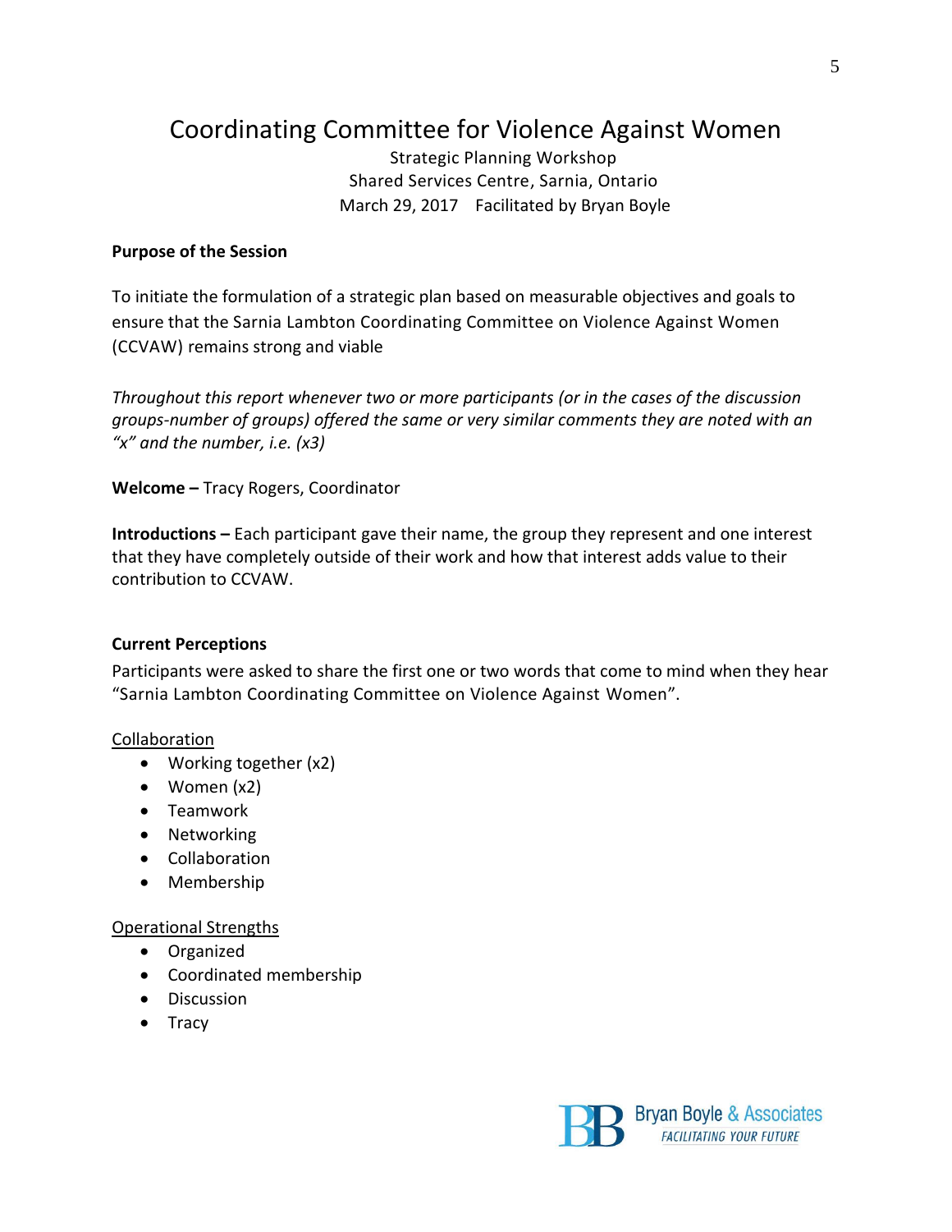# Coordinating Committee for Violence Against Women

Strategic Planning Workshop
Shared Services Centre, Sarnia, Ontario
March 29, 2017 Facilitated by Bryan Boyle

**Purpose of the Session**

To initiate the formulation of a strategic plan based on measurable objectives and goals to ensure that the Sarnia Lambton Coordinating Committee on Violence Against Women (CCVAW) remains strong and viable

*Throughout this report whenever two or more participants (or in the cases of the discussion groups-number of groups) offered the same or very similar comments they are noted with an "x" and the number, i.e. (x3)*

**Welcome –** Tracy Rogers, Coordinator

**Introductions –** Each participant gave their name, the group they represent and one interest that they have completely outside of their work and how that interest adds value to their contribution to CCVAW.

**Current Perceptions**

Participants were asked to share the first one or two words that come to mind when they hear "Sarnia Lambton Coordinating Committee on Violence Against Women".

Collaboration

- Working together (x2)
- Women (x2)
- Teamwork
- Networking
- Collaboration
- Membership

Operational Strengths

- Organized
- Coordinated membership
- Discussion
- Tracy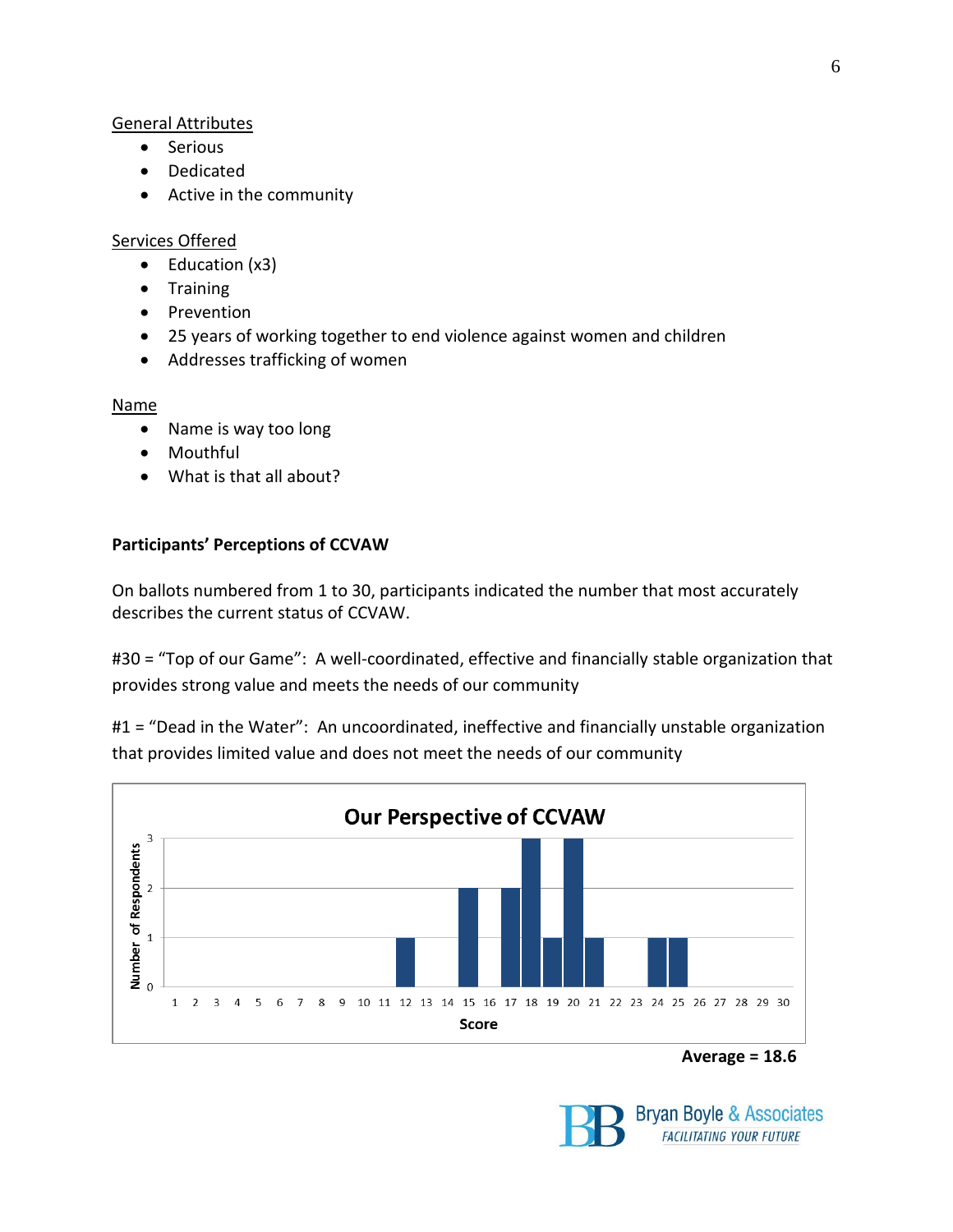General Attributes

- Serious
- Dedicated
- Active in the community

Services Offered

- Education (x3)
- Training
- Prevention
- 25 years of working together to end violence against women and children
- Addresses trafficking of women

Name

- Name is way too long
- Mouthful
- What is that all about?

**Participants' Perceptions of CCVAW**

On ballots numbered from 1 to 30, participants indicated the number that most accurately describes the current status of CCVAW.

#30 = "Top of our Game": A well-coordinated, effective and financially stable organization that provides strong value and meets the needs of our community

#1 = "Dead in the Water": An uncoordinated, ineffective and financially unstable organization that provides limited value and does not meet the needs of our community

**Our Perspective of CCVAW**

| Score | Number of Respondents |
|---|---|
| 12 | 1 |
| 15 | 2 |
| 17 | 2 |
| 18 | 3 |
| 19 | 1 |
| 20 | 3 |
| 21 | 1 |
| 24 | 1 |
| 25 | 1 |

**Average = 18.6**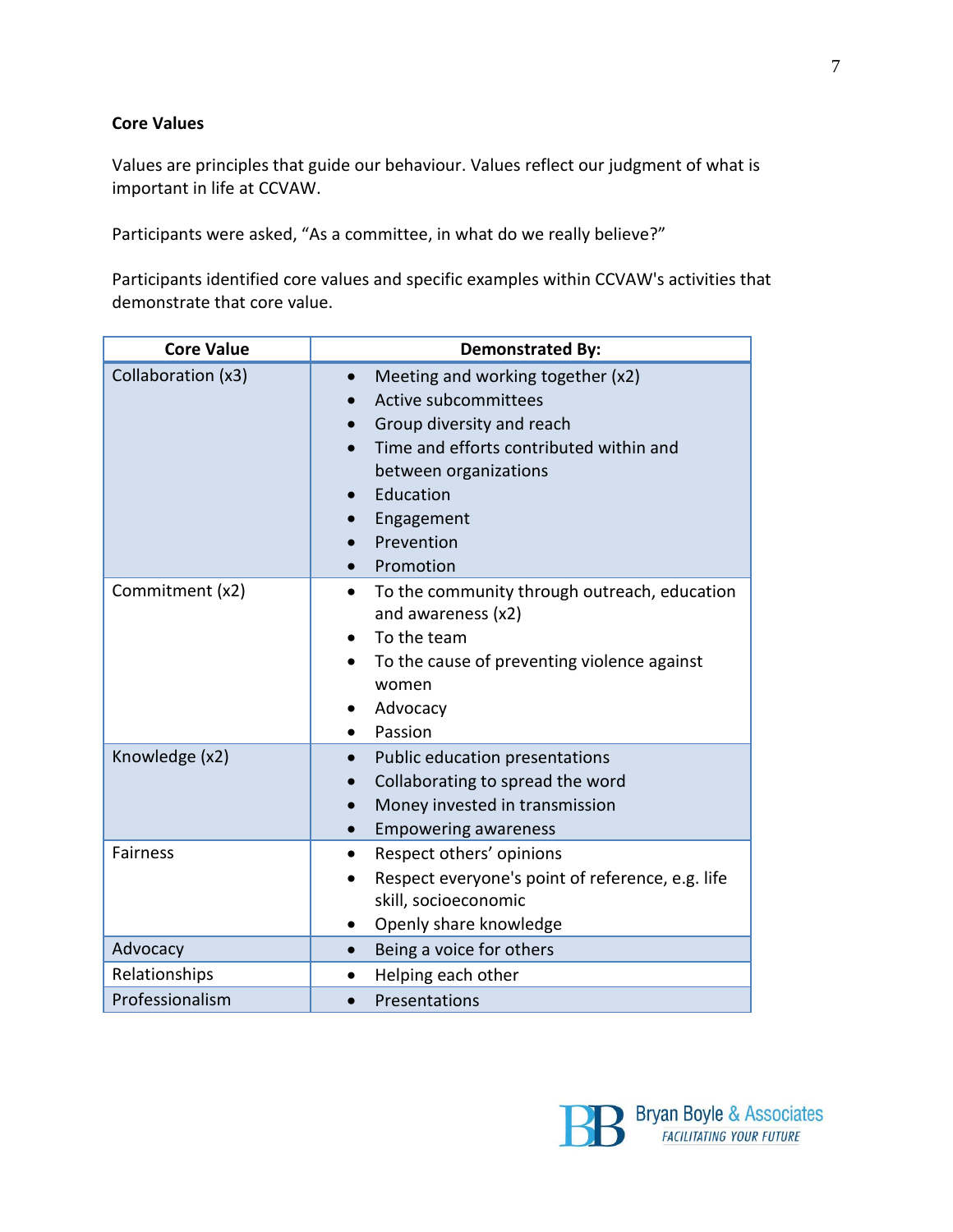### Core Values

Values are principles that guide our behaviour. Values reflect our judgment of what is important in life at CCVAW.

Participants were asked, “As a committee, in what do we really believe?”

Participants identified core values and specific examples within CCVAW's activities that demonstrate that core value.

| Core Value | Demonstrated By: |
|---|---|
| Collaboration (x3) | • Meeting and working together (x2)<br>• Active subcommittees<br>• Group diversity and reach<br>• Time and efforts contributed within and between organizations<br>• Education<br>• Engagement<br>• Prevention<br>• Promotion |
| Commitment (x2) | • To the community through outreach, education and awareness (x2)<br>• To the team<br>• To the cause of preventing violence against women<br>• Advocacy<br>• Passion |
| Knowledge (x2) | • Public education presentations<br>• Collaborating to spread the word<br>• Money invested in transmission<br>• Empowering awareness |
| Fairness | • Respect others’ opinions<br>• Respect everyone's point of reference, e.g. life skill, socioeconomic<br>• Openly share knowledge |
| Advocacy | • Being a voice for others |
| Relationships | • Helping each other |
| Professionalism | • Presentations |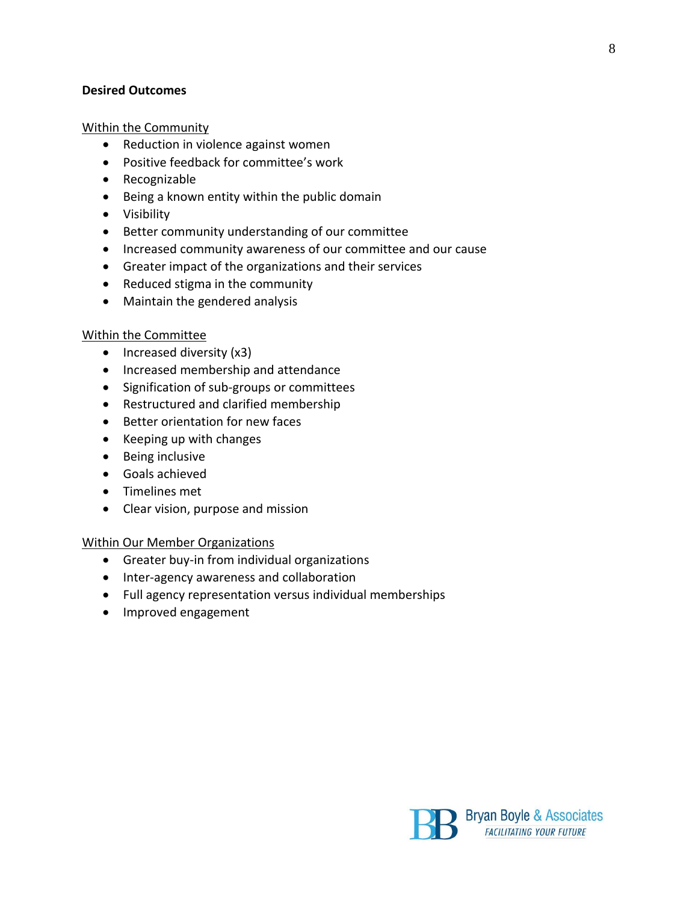**Desired Outcomes**

Within the Community

- Reduction in violence against women
- Positive feedback for committee's work
- Recognizable
- Being a known entity within the public domain
- Visibility
- Better community understanding of our committee
- Increased community awareness of our committee and our cause
- Greater impact of the organizations and their services
- Reduced stigma in the community
- Maintain the gendered analysis

Within the Committee

- Increased diversity (x3)
- Increased membership and attendance
- Signification of sub-groups or committees
- Restructured and clarified membership
- Better orientation for new faces
- Keeping up with changes
- Being inclusive
- Goals achieved
- Timelines met
- Clear vision, purpose and mission

Within Our Member Organizations

- Greater buy-in from individual organizations
- Inter-agency awareness and collaboration
- Full agency representation versus individual memberships
- Improved engagement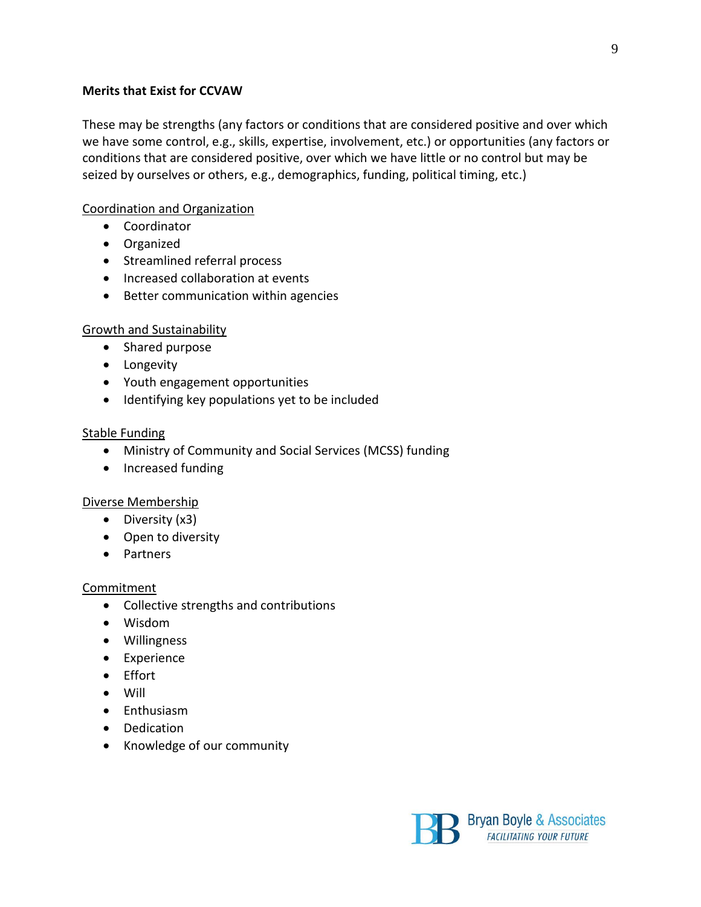**Merits that Exist for CCVAW**

These may be strengths (any factors or conditions that are considered positive and over which we have some control, e.g., skills, expertise, involvement, etc.) or opportunities (any factors or conditions that are considered positive, over which we have little or no control but may be seized by ourselves or others, e.g., demographics, funding, political timing, etc.)

<u>Coordination and Organization</u>

- Coordinator
- Organized
- Streamlined referral process
- Increased collaboration at events
- Better communication within agencies

<u>Growth and Sustainability</u>

- Shared purpose
- Longevity
- Youth engagement opportunities
- Identifying key populations yet to be included

<u>Stable Funding</u>

- Ministry of Community and Social Services (MCSS) funding
- Increased funding

<u>Diverse Membership</u>

- Diversity (x3)
- Open to diversity
- Partners

<u>Commitment</u>

- Collective strengths and contributions
- Wisdom
- Willingness
- Experience
- Effort
- Will
- Enthusiasm
- Dedication
- Knowledge of our community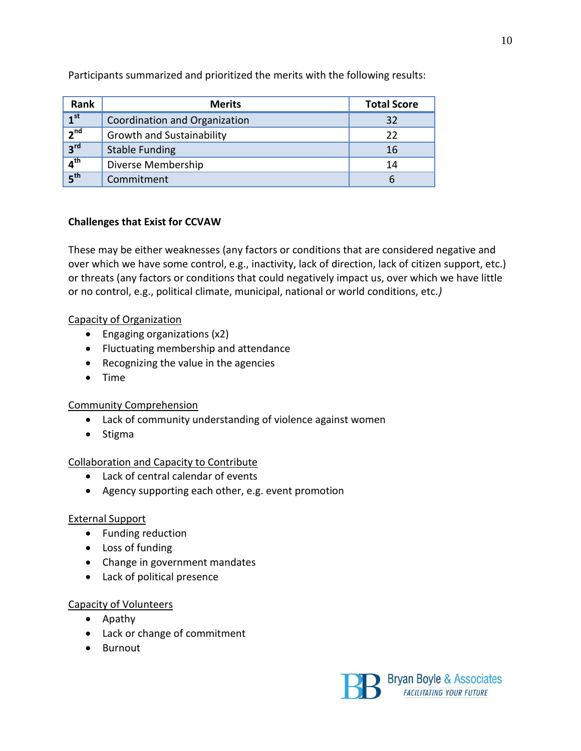Participants summarized and prioritized the merits with the following results:

| Rank | Merits | Total Score |
|---|---|---|
| 1st | Coordination and Organization | 32 |
| 2nd | Growth and Sustainability | 22 |
| 3rd | Stable Funding | 16 |
| 4th | Diverse Membership | 14 |
| 5th | Commitment | 6 |

**Challenges that Exist for CCVAW**

These may be either weaknesses (any factors or conditions that are considered negative and over which we have some control, e.g., inactivity, lack of direction, lack of citizen support, etc.) or threats (any factors or conditions that could negatively impact us, over which we have little or no control, e.g., political climate, municipal, national or world conditions, etc.*)*

<u>Capacity of Organization</u>

- Engaging organizations (x2)
- Fluctuating membership and attendance
- Recognizing the value in the agencies
- Time

<u>Community Comprehension</u>

- Lack of community understanding of violence against women
- Stigma

<u>Collaboration and Capacity to Contribute</u>

- Lack of central calendar of events
- Agency supporting each other, e.g. event promotion

<u>External Support</u>

- Funding reduction
- Loss of funding
- Change in government mandates
- Lack of political presence

<u>Capacity of Volunteers</u>

- Apathy
- Lack or change of commitment
- Burnout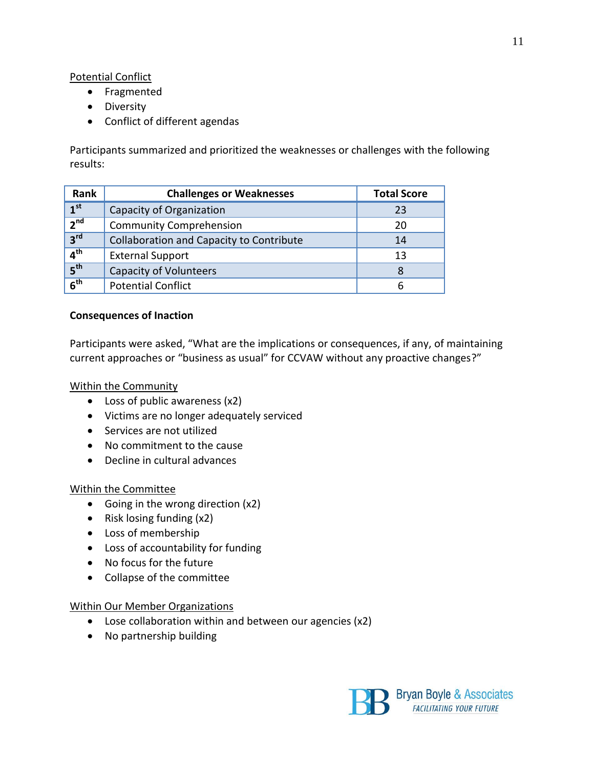Potential Conflict

- Fragmented
- Diversity
- Conflict of different agendas

Participants summarized and prioritized the weaknesses or challenges with the following results:

| Rank | Challenges or Weaknesses | Total Score |
|---|---|---|
| 1st | Capacity of Organization | 23 |
| 2nd | Community Comprehension | 20 |
| 3rd | Collaboration and Capacity to Contribute | 14 |
| 4th | External Support | 13 |
| 5th | Capacity of Volunteers | 8 |
| 6th | Potential Conflict | 6 |

**Consequences of Inaction**

Participants were asked, "What are the implications or consequences, if any, of maintaining current approaches or "business as usual" for CCVAW without any proactive changes?"

Within the Community

- Loss of public awareness (x2)
- Victims are no longer adequately serviced
- Services are not utilized
- No commitment to the cause
- Decline in cultural advances

Within the Committee

- Going in the wrong direction (x2)
- Risk losing funding (x2)
- Loss of membership
- Loss of accountability for funding
- No focus for the future
- Collapse of the committee

Within Our Member Organizations

- Lose collaboration within and between our agencies (x2)
- No partnership building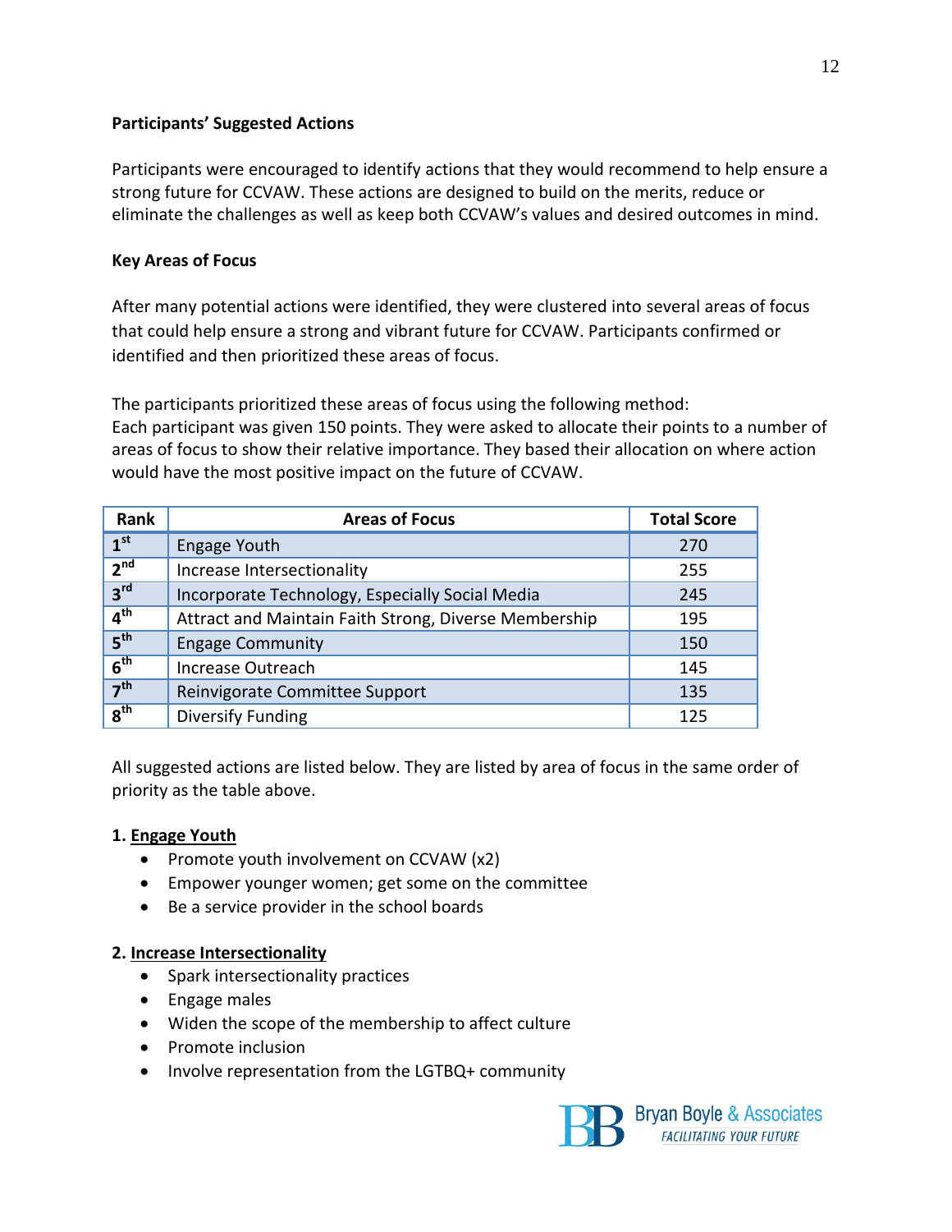**Participants' Suggested Actions**

Participants were encouraged to identify actions that they would recommend to help ensure a strong future for CCVAW. These actions are designed to build on the merits, reduce or eliminate the challenges as well as keep both CCVAW's values and desired outcomes in mind.

**Key Areas of Focus**

After many potential actions were identified, they were clustered into several areas of focus that could help ensure a strong and vibrant future for CCVAW. Participants confirmed or identified and then prioritized these areas of focus.

The participants prioritized these areas of focus using the following method:
Each participant was given 150 points. They were asked to allocate their points to a number of areas of focus to show their relative importance. They based their allocation on where action would have the most positive impact on the future of CCVAW.

| Rank | Areas of Focus | Total Score |
|---|---|---|
| 1st | Engage Youth | 270 |
| 2nd | Increase Intersectionality | 255 |
| 3rd | Incorporate Technology, Especially Social Media | 245 |
| 4th | Attract and Maintain Faith Strong, Diverse Membership | 195 |
| 5th | Engage Community | 150 |
| 6th | Increase Outreach | 145 |
| 7th | Reinvigorate Committee Support | 135 |
| 8th | Diversify Funding | 125 |

All suggested actions are listed below. They are listed by area of focus in the same order of priority as the table above.

**1. Engage Youth**

- Promote youth involvement on CCVAW (x2)
- Empower younger women; get some on the committee
- Be a service provider in the school boards

**2. Increase Intersectionality**

- Spark intersectionality practices
- Engage males
- Widen the scope of the membership to affect culture
- Promote inclusion
- Involve representation from the LGTBQ+ community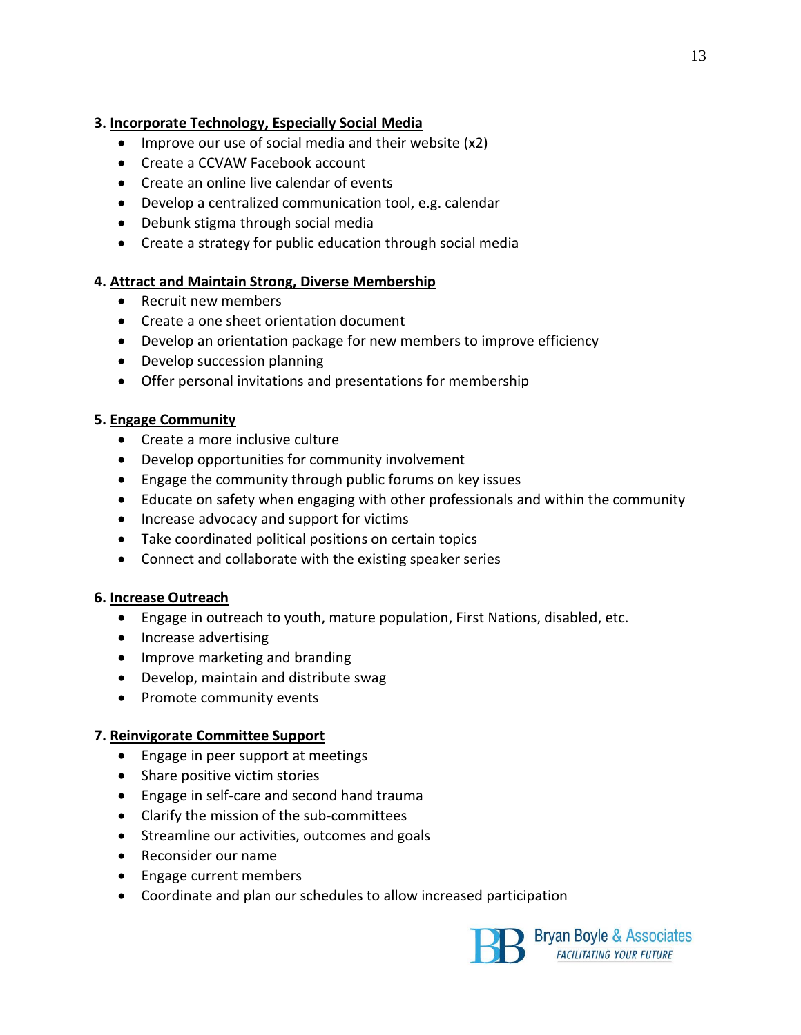**3. Incorporate Technology, Especially Social Media**

- Improve our use of social media and their website (x2)
- Create a CCVAW Facebook account
- Create an online live calendar of events
- Develop a centralized communication tool, e.g. calendar
- Debunk stigma through social media
- Create a strategy for public education through social media

**4. Attract and Maintain Strong, Diverse Membership**

- Recruit new members
- Create a one sheet orientation document
- Develop an orientation package for new members to improve efficiency
- Develop succession planning
- Offer personal invitations and presentations for membership

**5. Engage Community**

- Create a more inclusive culture
- Develop opportunities for community involvement
- Engage the community through public forums on key issues
- Educate on safety when engaging with other professionals and within the community
- Increase advocacy and support for victims
- Take coordinated political positions on certain topics
- Connect and collaborate with the existing speaker series

**6. Increase Outreach**

- Engage in outreach to youth, mature population, First Nations, disabled, etc.
- Increase advertising
- Improve marketing and branding
- Develop, maintain and distribute swag
- Promote community events

**7. Reinvigorate Committee Support**

- Engage in peer support at meetings
- Share positive victim stories
- Engage in self-care and second hand trauma
- Clarify the mission of the sub-committees
- Streamline our activities, outcomes and goals
- Reconsider our name
- Engage current members
- Coordinate and plan our schedules to allow increased participation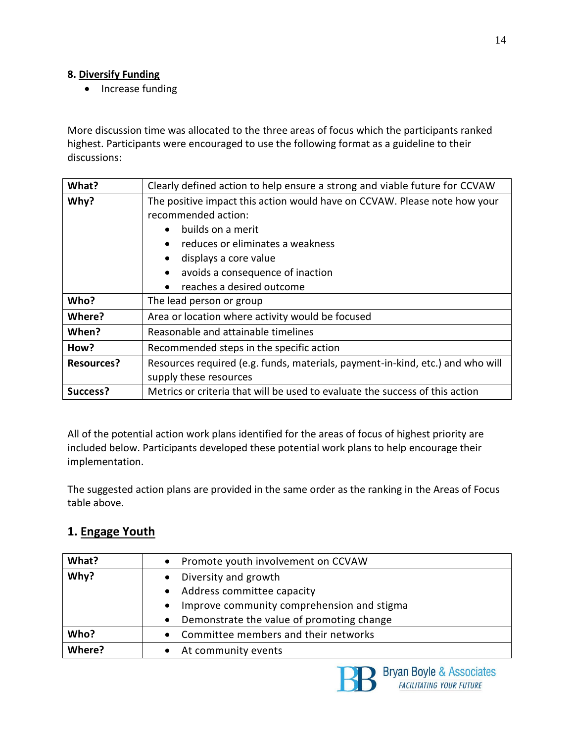**8. Diversify Funding**

- Increase funding

More discussion time was allocated to the three areas of focus which the participants ranked highest. Participants were encouraged to use the following format as a guideline to their discussions:

| | |
|---|---|
| **What?** | Clearly defined action to help ensure a strong and viable future for CCVAW |
| **Why?** | The positive impact this action would have on CCVAW. Please note how your recommended action:<br>• builds on a merit<br>• reduces or eliminates a weakness<br>• displays a core value<br>• avoids a consequence of inaction<br>• reaches a desired outcome |
| **Who?** | The lead person or group |
| **Where?** | Area or location where activity would be focused |
| **When?** | Reasonable and attainable timelines |
| **How?** | Recommended steps in the specific action |
| **Resources?** | Resources required (e.g. funds, materials, payment-in-kind, etc.) and who will supply these resources |
| **Success?** | Metrics or criteria that will be used to evaluate the success of this action |

All of the potential action work plans identified for the areas of focus of highest priority are included below. Participants developed these potential work plans to help encourage their implementation.

The suggested action plans are provided in the same order as the ranking in the Areas of Focus table above.

## 1. Engage Youth

| | |
|---|---|
| **What?** | • Promote youth involvement on CCVAW |
| **Why?** | • Diversity and growth<br>• Address committee capacity<br>• Improve community comprehension and stigma<br>• Demonstrate the value of promoting change |
| **Who?** | • Committee members and their networks |
| **Where?** | • At community events |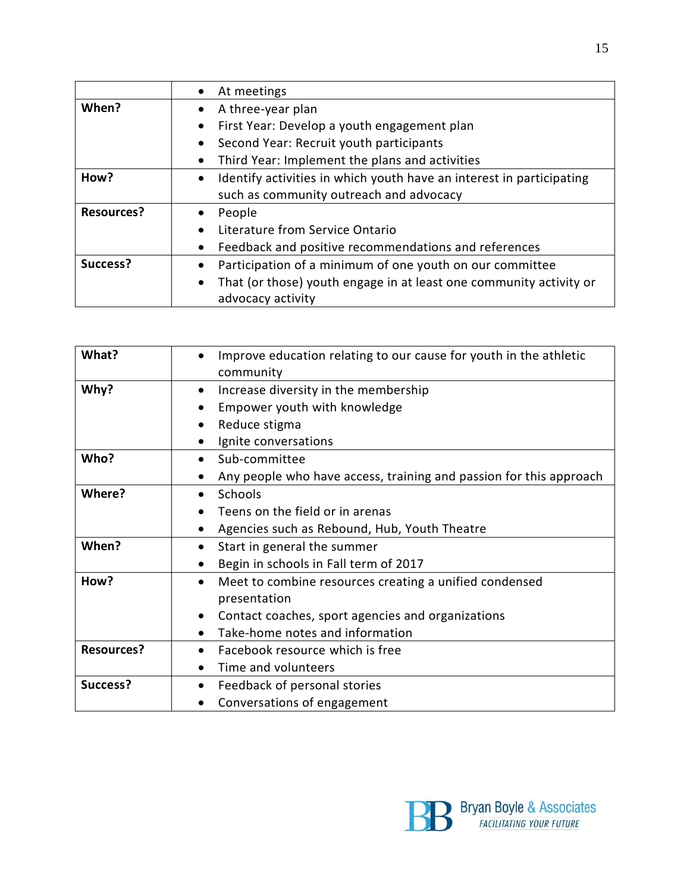| | |
|---|---|
| | • At meetings |
| **When?** | • A three-year plan<br>• First Year: Develop a youth engagement plan<br>• Second Year: Recruit youth participants<br>• Third Year: Implement the plans and activities |
| **How?** | • Identify activities in which youth have an interest in participating such as community outreach and advocacy |
| **Resources?** | • People<br>• Literature from Service Ontario<br>• Feedback and positive recommendations and references |
| **Success?** | • Participation of a minimum of one youth on our committee<br>• That (or those) youth engage in at least one community activity or advocacy activity |

| | |
|---|---|
| **What?** | • Improve education relating to our cause for youth in the athletic community |
| **Why?** | • Increase diversity in the membership<br>• Empower youth with knowledge<br>• Reduce stigma<br>• Ignite conversations |
| **Who?** | • Sub-committee<br>• Any people who have access, training and passion for this approach |
| **Where?** | • Schools<br>• Teens on the field or in arenas<br>• Agencies such as Rebound, Hub, Youth Theatre |
| **When?** | • Start in general the summer<br>• Begin in schools in Fall term of 2017 |
| **How?** | • Meet to combine resources creating a unified condensed presentation<br>• Contact coaches, sport agencies and organizations<br>• Take-home notes and information |
| **Resources?** | • Facebook resource which is free<br>• Time and volunteers |
| **Success?** | • Feedback of personal stories<br>• Conversations of engagement |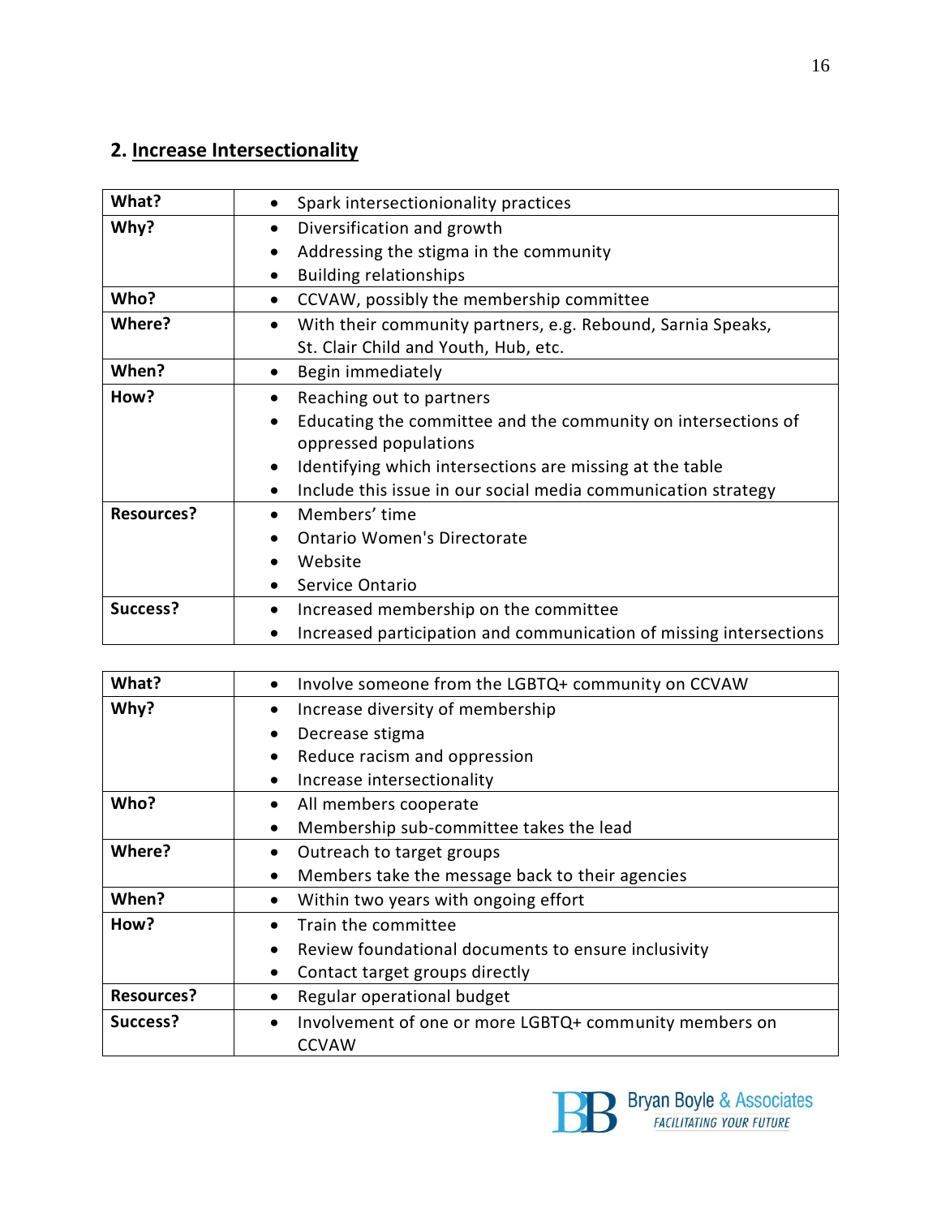## 2. Increase Intersectionality

| | |
|---|---|
| **What?** | • Spark intersectionionality practices |
| **Why?** | • Diversification and growth<br>• Addressing the stigma in the community<br>• Building relationships |
| **Who?** | • CCVAW, possibly the membership committee |
| **Where?** | • With their community partners, e.g. Rebound, Sarnia Speaks, St. Clair Child and Youth, Hub, etc. |
| **When?** | • Begin immediately |
| **How?** | • Reaching out to partners<br>• Educating the committee and the community on intersections of oppressed populations<br>• Identifying which intersections are missing at the table<br>• Include this issue in our social media communication strategy |
| **Resources?** | • Members' time<br>• Ontario Women's Directorate<br>• Website<br>• Service Ontario |
| **Success?** | • Increased membership on the committee<br>• Increased participation and communication of missing intersections |

| | |
|---|---|
| **What?** | • Involve someone from the LGBTQ+ community on CCVAW |
| **Why?** | • Increase diversity of membership<br>• Decrease stigma<br>• Reduce racism and oppression<br>• Increase intersectionality |
| **Who?** | • All members cooperate<br>• Membership sub-committee takes the lead |
| **Where?** | • Outreach to target groups<br>• Members take the message back to their agencies |
| **When?** | • Within two years with ongoing effort |
| **How?** | • Train the committee<br>• Review foundational documents to ensure inclusivity<br>• Contact target groups directly |
| **Resources?** | • Regular operational budget |
| **Success?** | • Involvement of one or more LGBTQ+ community members on CCVAW |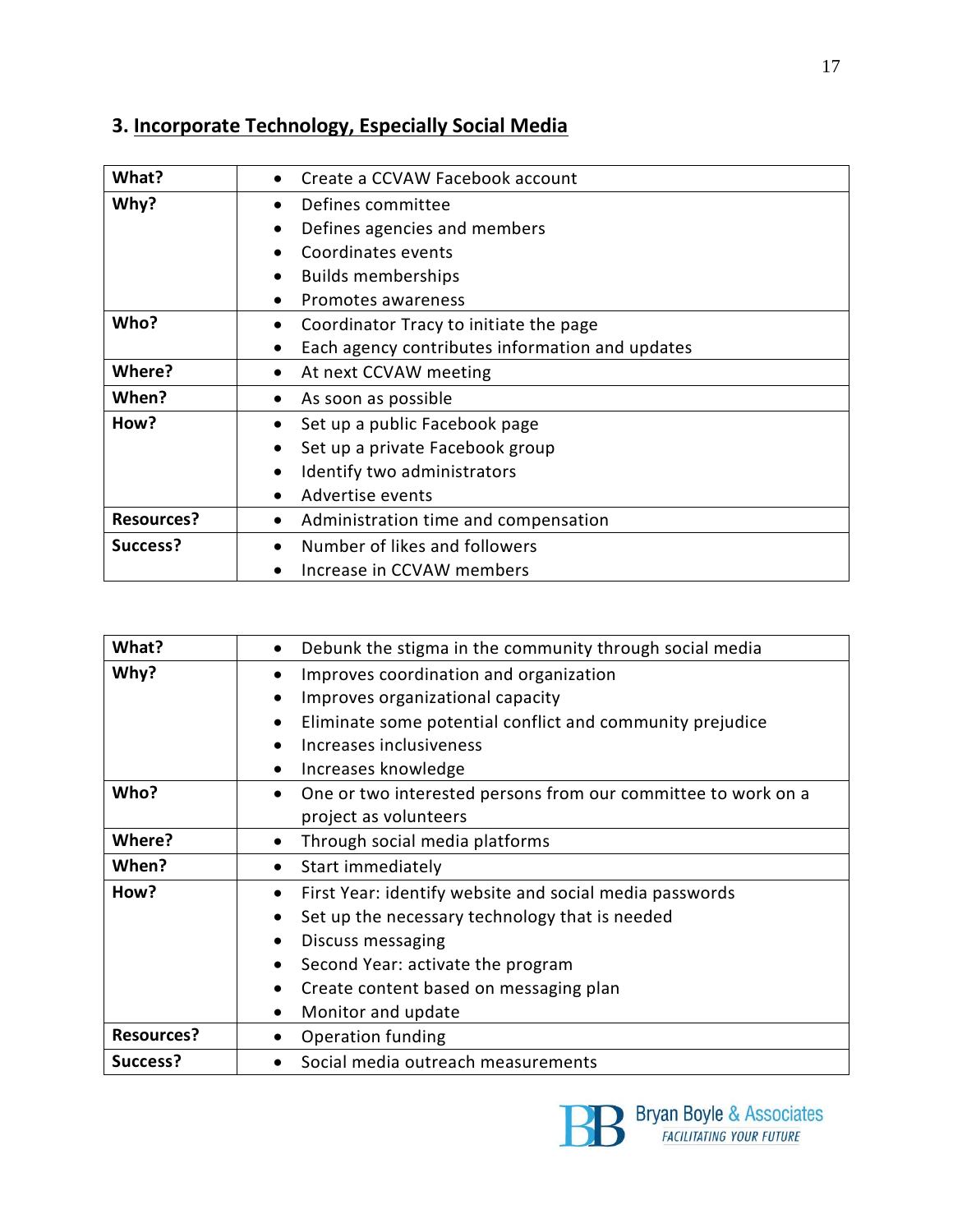### 3. Incorporate Technology, Especially Social Media

| | |
|---|---|
| **What?** | • Create a CCVAW Facebook account |
| **Why?** | • Defines committee<br>• Defines agencies and members<br>• Coordinates events<br>• Builds memberships<br>• Promotes awareness |
| **Who?** | • Coordinator Tracy to initiate the page<br>• Each agency contributes information and updates |
| **Where?** | • At next CCVAW meeting |
| **When?** | • As soon as possible |
| **How?** | • Set up a public Facebook page<br>• Set up a private Facebook group<br>• Identify two administrators<br>• Advertise events |
| **Resources?** | • Administration time and compensation |
| **Success?** | • Number of likes and followers<br>• Increase in CCVAW members |

| | |
|---|---|
| **What?** | • Debunk the stigma in the community through social media |
| **Why?** | • Improves coordination and organization<br>• Improves organizational capacity<br>• Eliminate some potential conflict and community prejudice<br>• Increases inclusiveness<br>• Increases knowledge |
| **Who?** | • One or two interested persons from our committee to work on a project as volunteers |
| **Where?** | • Through social media platforms |
| **When?** | • Start immediately |
| **How?** | • First Year: identify website and social media passwords<br>• Set up the necessary technology that is needed<br>• Discuss messaging<br>• Second Year: activate the program<br>• Create content based on messaging plan<br>• Monitor and update |
| **Resources?** | • Operation funding |
| **Success?** | • Social media outreach measurements |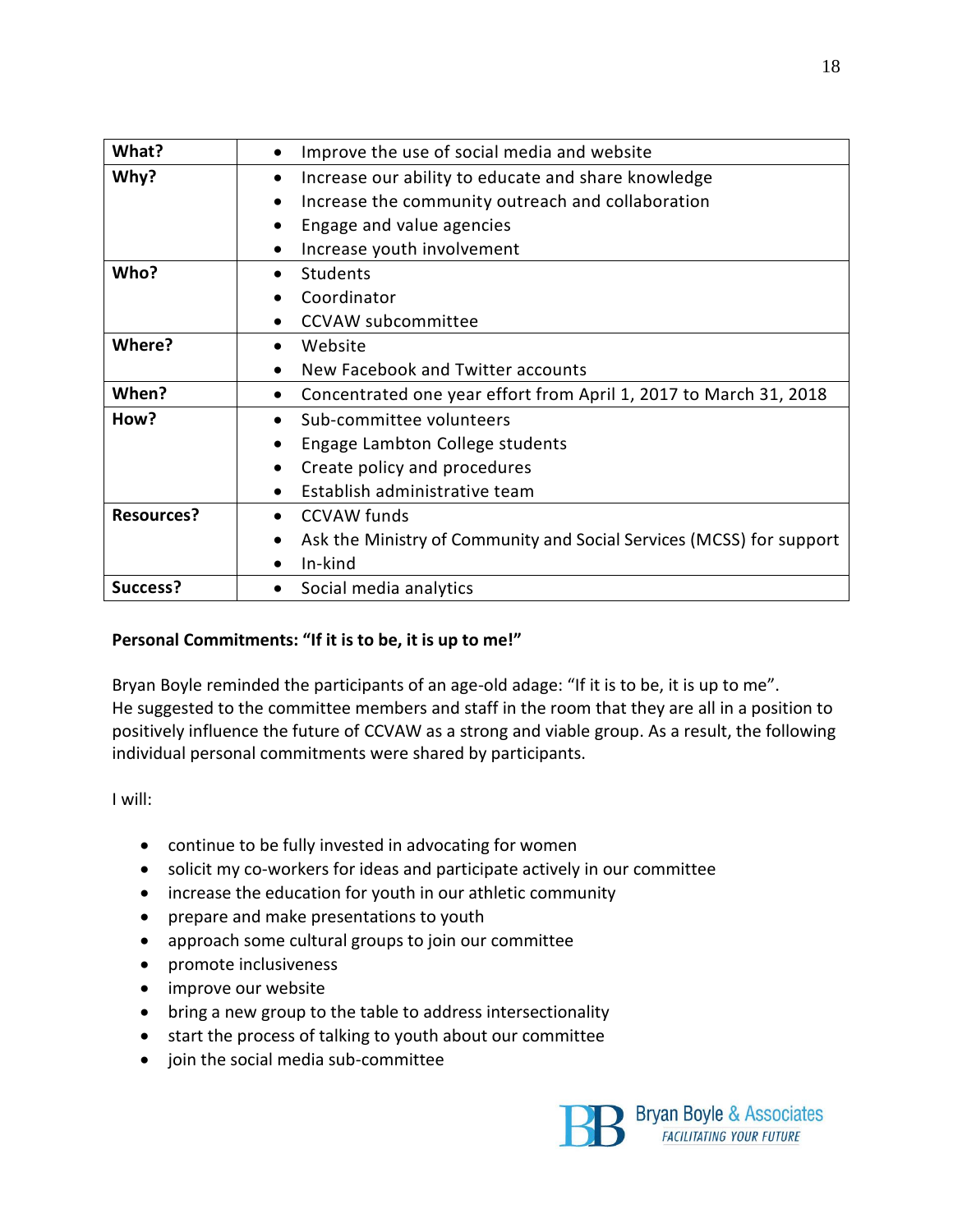| What? | • Improve the use of social media and website |
|---|---|
| Why? | • Increase our ability to educate and share knowledge<br>• Increase the community outreach and collaboration<br>• Engage and value agencies<br>• Increase youth involvement |
| Who? | • Students<br>• Coordinator<br>• CCVAW subcommittee |
| Where? | • Website<br>• New Facebook and Twitter accounts |
| When? | • Concentrated one year effort from April 1, 2017 to March 31, 2018 |
| How? | • Sub-committee volunteers<br>• Engage Lambton College students<br>• Create policy and procedures<br>• Establish administrative team |
| Resources? | • CCVAW funds<br>• Ask the Ministry of Community and Social Services (MCSS) for support<br>• In-kind |
| Success? | • Social media analytics |

**Personal Commitments: "If it is to be, it is up to me!"**

Bryan Boyle reminded the participants of an age-old adage: "If it is to be, it is up to me". He suggested to the committee members and staff in the room that they are all in a position to positively influence the future of CCVAW as a strong and viable group. As a result, the following individual personal commitments were shared by participants.

I will:

- continue to be fully invested in advocating for women
- solicit my co-workers for ideas and participate actively in our committee
- increase the education for youth in our athletic community
- prepare and make presentations to youth
- approach some cultural groups to join our committee
- promote inclusiveness
- improve our website
- bring a new group to the table to address intersectionality
- start the process of talking to youth about our committee
- join the social media sub-committee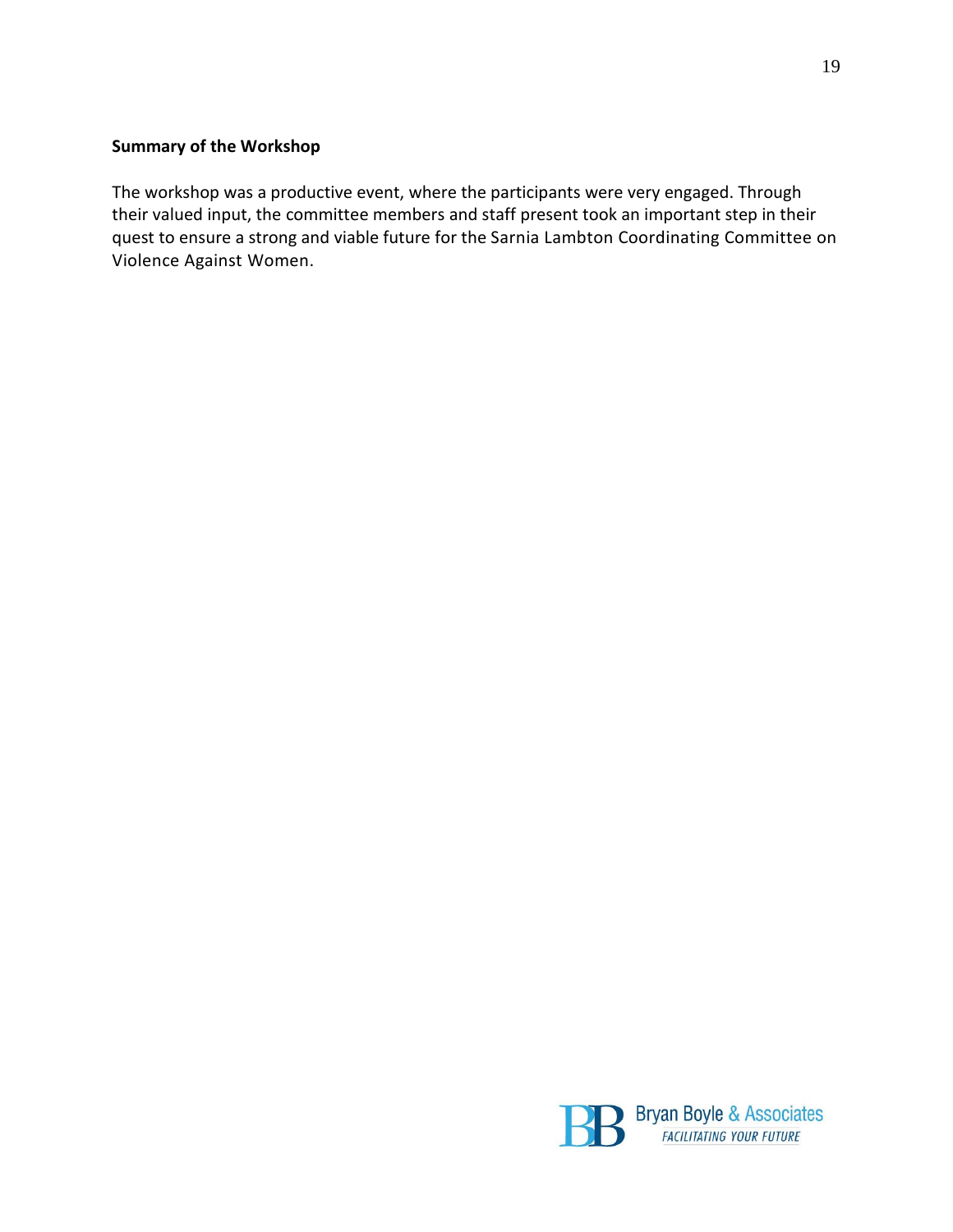**Summary of the Workshop**

The workshop was a productive event, where the participants were very engaged. Through their valued input, the committee members and staff present took an important step in their quest to ensure a strong and viable future for the Sarnia Lambton Coordinating Committee on Violence Against Women.